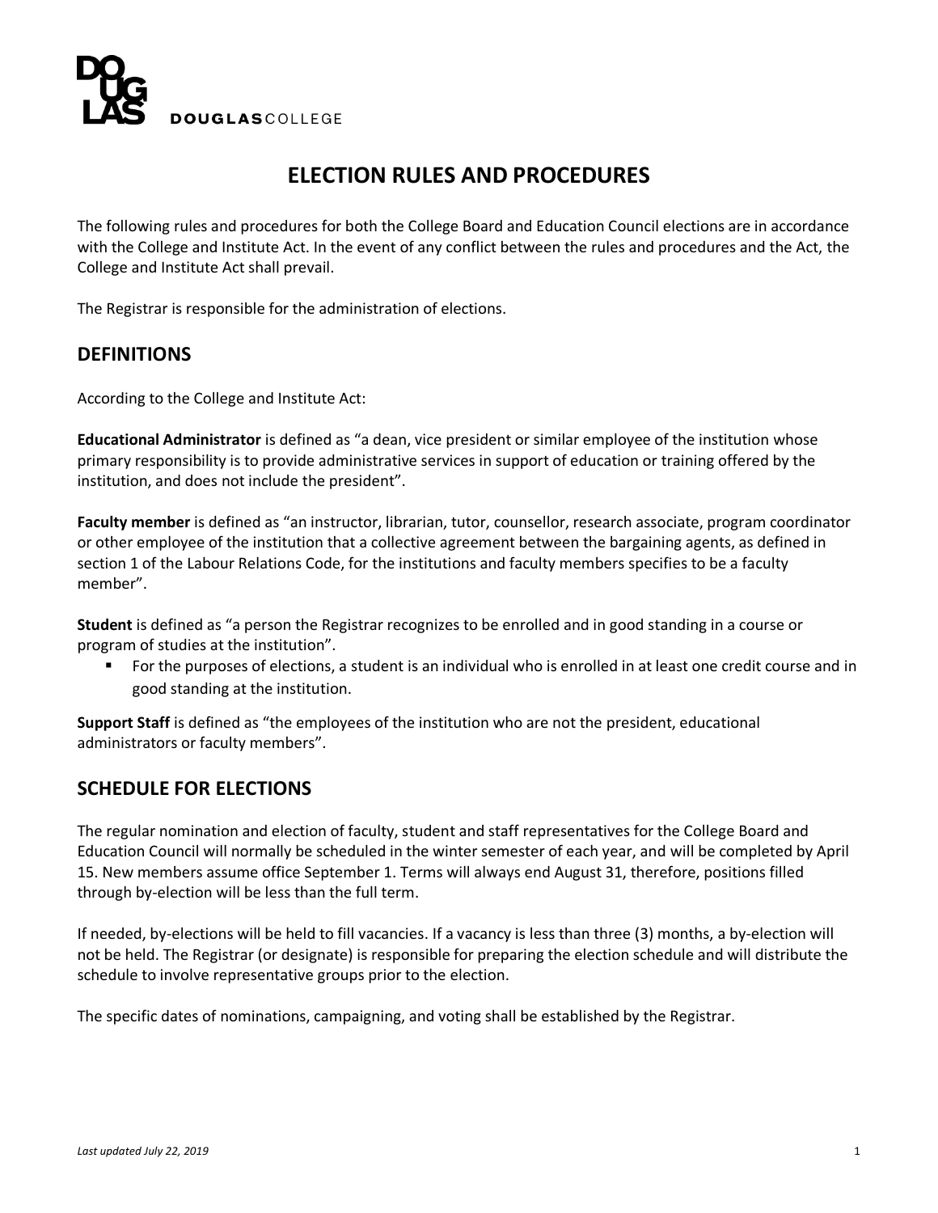DOUGLASCOLLEGE

# ELECTION RULES AND PROCEDURES

The following rules and procedures for both the College Board and Education Council elections are in accordance with the College and Institute Act. In the event of any conflict between the rules and procedures and the Act, the College and Institute Act shall prevail.

The Registrar is responsible for the administration of elections.

## DEFINITIONS

According to the College and Institute Act:

**Educational Administrator** is defined as "a dean, vice president or similar employee of the institution whose primary responsibility is to provide administrative services in support of education or training offered by the institution, and does not include the president".

**Faculty member** is defined as "an instructor, librarian, tutor, counsellor, research associate, program coordinator or other employee of the institution that a collective agreement between the bargaining agents, as defined in section 1 of the Labour Relations Code, for the institutions and faculty members specifies to be a faculty member".

**Student** is defined as "a person the Registrar recognizes to be enrolled and in good standing in a course or program of studies at the institution".

- For the purposes of elections, a student is an individual who is enrolled in at least one credit course and in good standing at the institution.

**Support Staff** is defined as "the employees of the institution who are not the president, educational administrators or faculty members".

## SCHEDULE FOR ELECTIONS

The regular nomination and election of faculty, student and staff representatives for the College Board and Education Council will normally be scheduled in the winter semester of each year, and will be completed by April 15. New members assume office September 1. Terms will always end August 31, therefore, positions filled through by-election will be less than the full term.

If needed, by-elections will be held to fill vacancies. If a vacancy is less than three (3) months, a by-election will not be held. The Registrar (or designate) is responsible for preparing the election schedule and will distribute the schedule to involve representative groups prior to the election.

The specific dates of nominations, campaigning, and voting shall be established by the Registrar.

*Last updated July 22, 2019*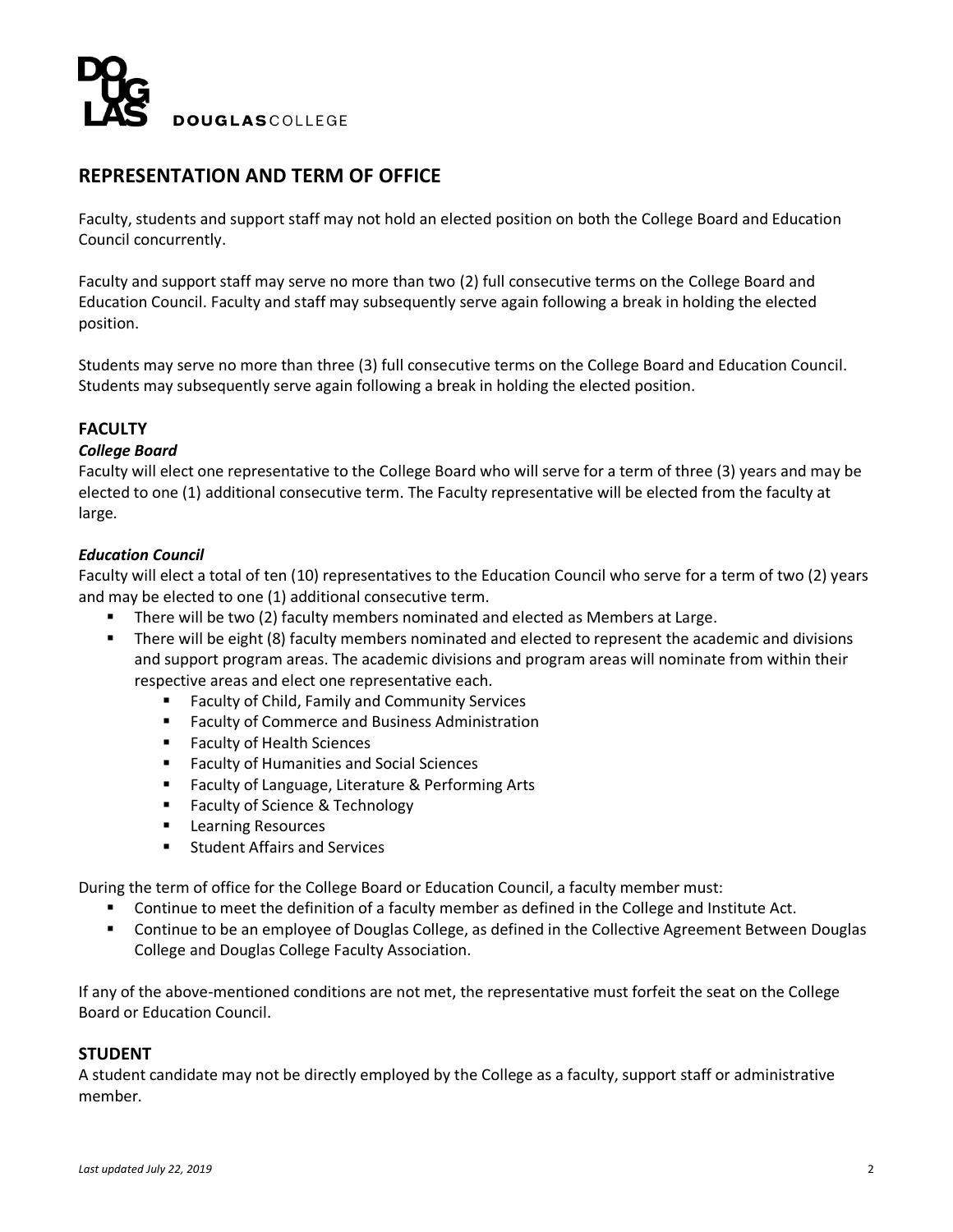## REPRESENTATION AND TERM OF OFFICE

Faculty, students and support staff may not hold an elected position on both the College Board and Education Council concurrently.

Faculty and support staff may serve no more than two (2) full consecutive terms on the College Board and Education Council. Faculty and staff may subsequently serve again following a break in holding the elected position.

Students may serve no more than three (3) full consecutive terms on the College Board and Education Council. Students may subsequently serve again following a break in holding the elected position.

### FACULTY

***College Board***

Faculty will elect one representative to the College Board who will serve for a term of three (3) years and may be elected to one (1) additional consecutive term. The Faculty representative will be elected from the faculty at large.

***Education Council***

Faculty will elect a total of ten (10) representatives to the Education Council who serve for a term of two (2) years and may be elected to one (1) additional consecutive term.

- There will be two (2) faculty members nominated and elected as Members at Large.
- There will be eight (8) faculty members nominated and elected to represent the academic and divisions and support program areas. The academic divisions and program areas will nominate from within their respective areas and elect one representative each.
  - Faculty of Child, Family and Community Services
  - Faculty of Commerce and Business Administration
  - Faculty of Health Sciences
  - Faculty of Humanities and Social Sciences
  - Faculty of Language, Literature & Performing Arts
  - Faculty of Science & Technology
  - Learning Resources
  - Student Affairs and Services

During the term of office for the College Board or Education Council, a faculty member must:

- Continue to meet the definition of a faculty member as defined in the College and Institute Act.
- Continue to be an employee of Douglas College, as defined in the Collective Agreement Between Douglas College and Douglas College Faculty Association.

If any of the above-mentioned conditions are not met, the representative must forfeit the seat on the College Board or Education Council.

### STUDENT

A student candidate may not be directly employed by the College as a faculty, support staff or administrative member.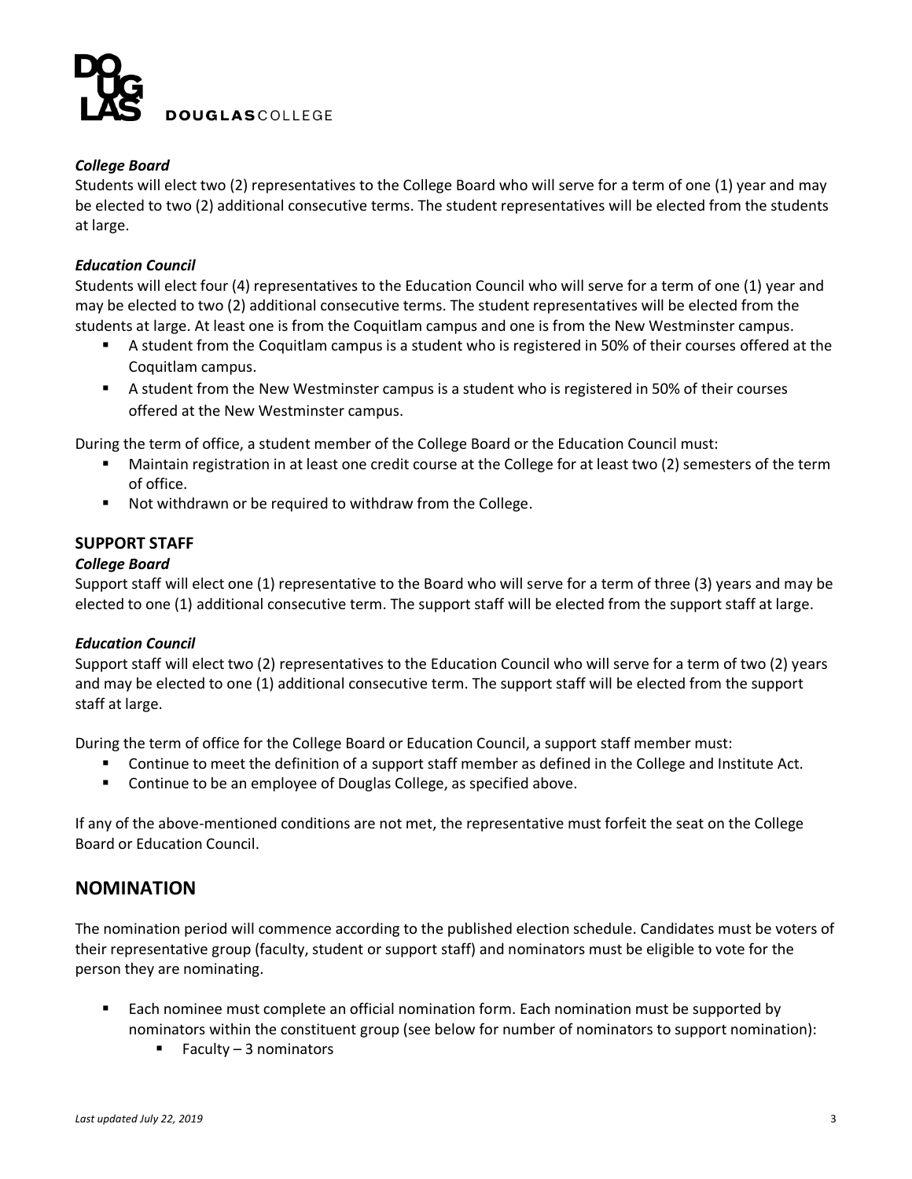### *College Board*

Students will elect two (2) representatives to the College Board who will serve for a term of one (1) year and may be elected to two (2) additional consecutive terms. The student representatives will be elected from the students at large.

### *Education Council*

Students will elect four (4) representatives to the Education Council who will serve for a term of one (1) year and may be elected to two (2) additional consecutive terms. The student representatives will be elected from the students at large. At least one is from the Coquitlam campus and one is from the New Westminster campus.

- A student from the Coquitlam campus is a student who is registered in 50% of their courses offered at the Coquitlam campus.
- A student from the New Westminster campus is a student who is registered in 50% of their courses offered at the New Westminster campus.

During the term of office, a student member of the College Board or the Education Council must:

- Maintain registration in at least one credit course at the College for at least two (2) semesters of the term of office.
- Not withdrawn or be required to withdraw from the College.

### SUPPORT STAFF

### *College Board*

Support staff will elect one (1) representative to the Board who will serve for a term of three (3) years and may be elected to one (1) additional consecutive term. The support staff will be elected from the support staff at large.

### *Education Council*

Support staff will elect two (2) representatives to the Education Council who will serve for a term of two (2) years and may be elected to one (1) additional consecutive term. The support staff will be elected from the support staff at large.

During the term of office for the College Board or Education Council, a support staff member must:

- Continue to meet the definition of a support staff member as defined in the College and Institute Act.
- Continue to be an employee of Douglas College, as specified above.

If any of the above-mentioned conditions are not met, the representative must forfeit the seat on the College Board or Education Council.

## NOMINATION

The nomination period will commence according to the published election schedule. Candidates must be voters of their representative group (faculty, student or support staff) and nominators must be eligible to vote for the person they are nominating.

- Each nominee must complete an official nomination form. Each nomination must be supported by nominators within the constituent group (see below for number of nominators to support nomination):
  - Faculty – 3 nominators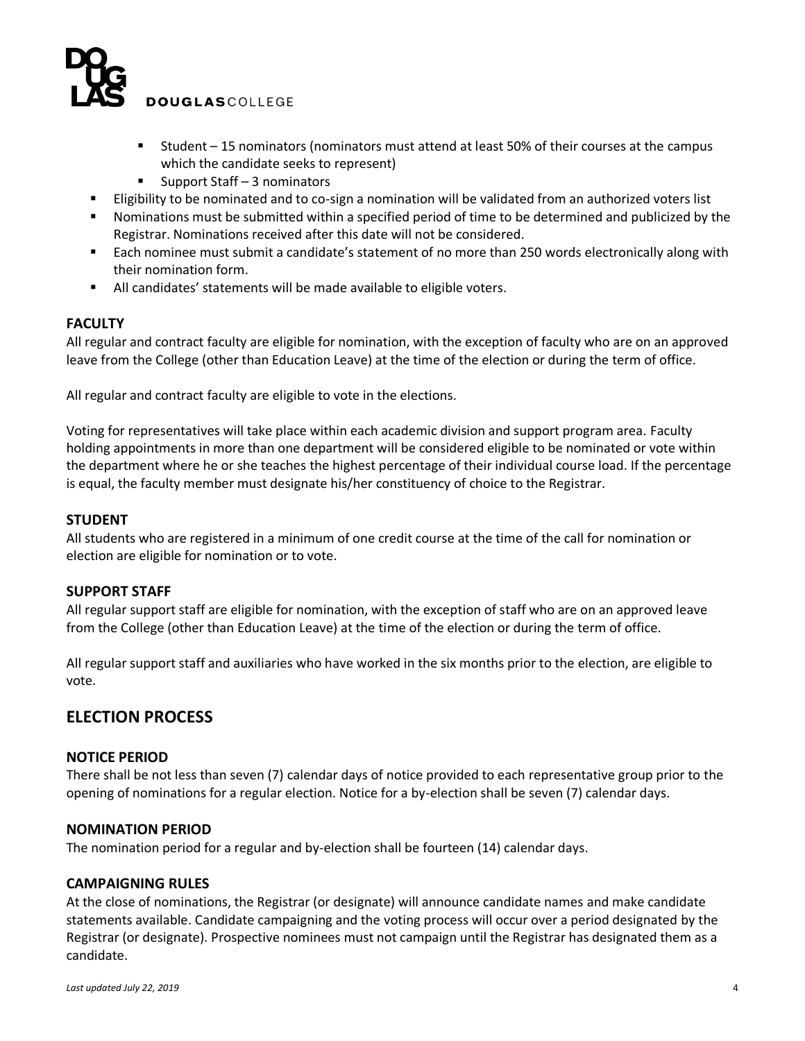- Student – 15 nominators (nominators must attend at least 50% of their courses at the campus which the candidate seeks to represent)
    - Support Staff – 3 nominators
- Eligibility to be nominated and to co-sign a nomination will be validated from an authorized voters list
- Nominations must be submitted within a specified period of time to be determined and publicized by the Registrar. Nominations received after this date will not be considered.
- Each nominee must submit a candidate's statement of no more than 250 words electronically along with their nomination form.
- All candidates' statements will be made available to eligible voters.

### FACULTY

All regular and contract faculty are eligible for nomination, with the exception of faculty who are on an approved leave from the College (other than Education Leave) at the time of the election or during the term of office.

All regular and contract faculty are eligible to vote in the elections.

Voting for representatives will take place within each academic division and support program area. Faculty holding appointments in more than one department will be considered eligible to be nominated or vote within the department where he or she teaches the highest percentage of their individual course load. If the percentage is equal, the faculty member must designate his/her constituency of choice to the Registrar.

### STUDENT

All students who are registered in a minimum of one credit course at the time of the call for nomination or election are eligible for nomination or to vote.

### SUPPORT STAFF

All regular support staff are eligible for nomination, with the exception of staff who are on an approved leave from the College (other than Education Leave) at the time of the election or during the term of office.

All regular support staff and auxiliaries who have worked in the six months prior to the election, are eligible to vote.

## ELECTION PROCESS

### NOTICE PERIOD

There shall be not less than seven (7) calendar days of notice provided to each representative group prior to the opening of nominations for a regular election. Notice for a by-election shall be seven (7) calendar days.

### NOMINATION PERIOD

The nomination period for a regular and by-election shall be fourteen (14) calendar days.

### CAMPAIGNING RULES

At the close of nominations, the Registrar (or designate) will announce candidate names and make candidate statements available. Candidate campaigning and the voting process will occur over a period designated by the Registrar (or designate). Prospective nominees must not campaign until the Registrar has designated them as a candidate.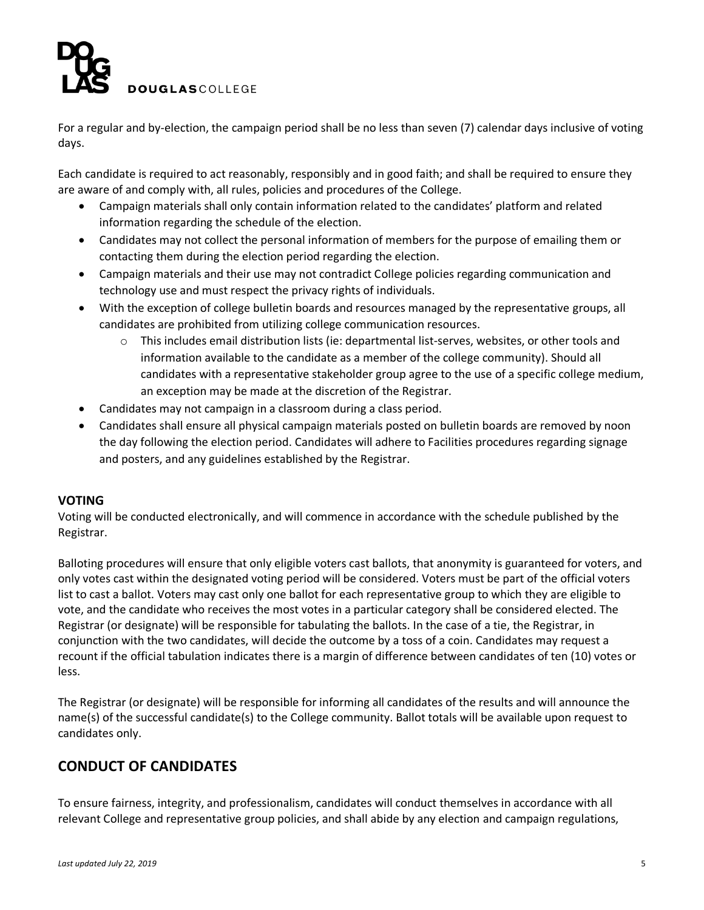For a regular and by-election, the campaign period shall be no less than seven (7) calendar days inclusive of voting days.

Each candidate is required to act reasonably, responsibly and in good faith; and shall be required to ensure they are aware of and comply with, all rules, policies and procedures of the College.

- Campaign materials shall only contain information related to the candidates' platform and related information regarding the schedule of the election.
- Candidates may not collect the personal information of members for the purpose of emailing them or contacting them during the election period regarding the election.
- Campaign materials and their use may not contradict College policies regarding communication and technology use and must respect the privacy rights of individuals.
- With the exception of college bulletin boards and resources managed by the representative groups, all candidates are prohibited from utilizing college communication resources.
    - This includes email distribution lists (ie: departmental list-serves, websites, or other tools and information available to the candidate as a member of the college community). Should all candidates with a representative stakeholder group agree to the use of a specific college medium, an exception may be made at the discretion of the Registrar.
- Candidates may not campaign in a classroom during a class period.
- Candidates shall ensure all physical campaign materials posted on bulletin boards are removed by noon the day following the election period. Candidates will adhere to Facilities procedures regarding signage and posters, and any guidelines established by the Registrar.

### VOTING

Voting will be conducted electronically, and will commence in accordance with the schedule published by the Registrar.

Balloting procedures will ensure that only eligible voters cast ballots, that anonymity is guaranteed for voters, and only votes cast within the designated voting period will be considered. Voters must be part of the official voters list to cast a ballot. Voters may cast only one ballot for each representative group to which they are eligible to vote, and the candidate who receives the most votes in a particular category shall be considered elected. The Registrar (or designate) will be responsible for tabulating the ballots. In the case of a tie, the Registrar, in conjunction with the two candidates, will decide the outcome by a toss of a coin. Candidates may request a recount if the official tabulation indicates there is a margin of difference between candidates of ten (10) votes or less.

The Registrar (or designate) will be responsible for informing all candidates of the results and will announce the name(s) of the successful candidate(s) to the College community. Ballot totals will be available upon request to candidates only.

## CONDUCT OF CANDIDATES

To ensure fairness, integrity, and professionalism, candidates will conduct themselves in accordance with all relevant College and representative group policies, and shall abide by any election and campaign regulations,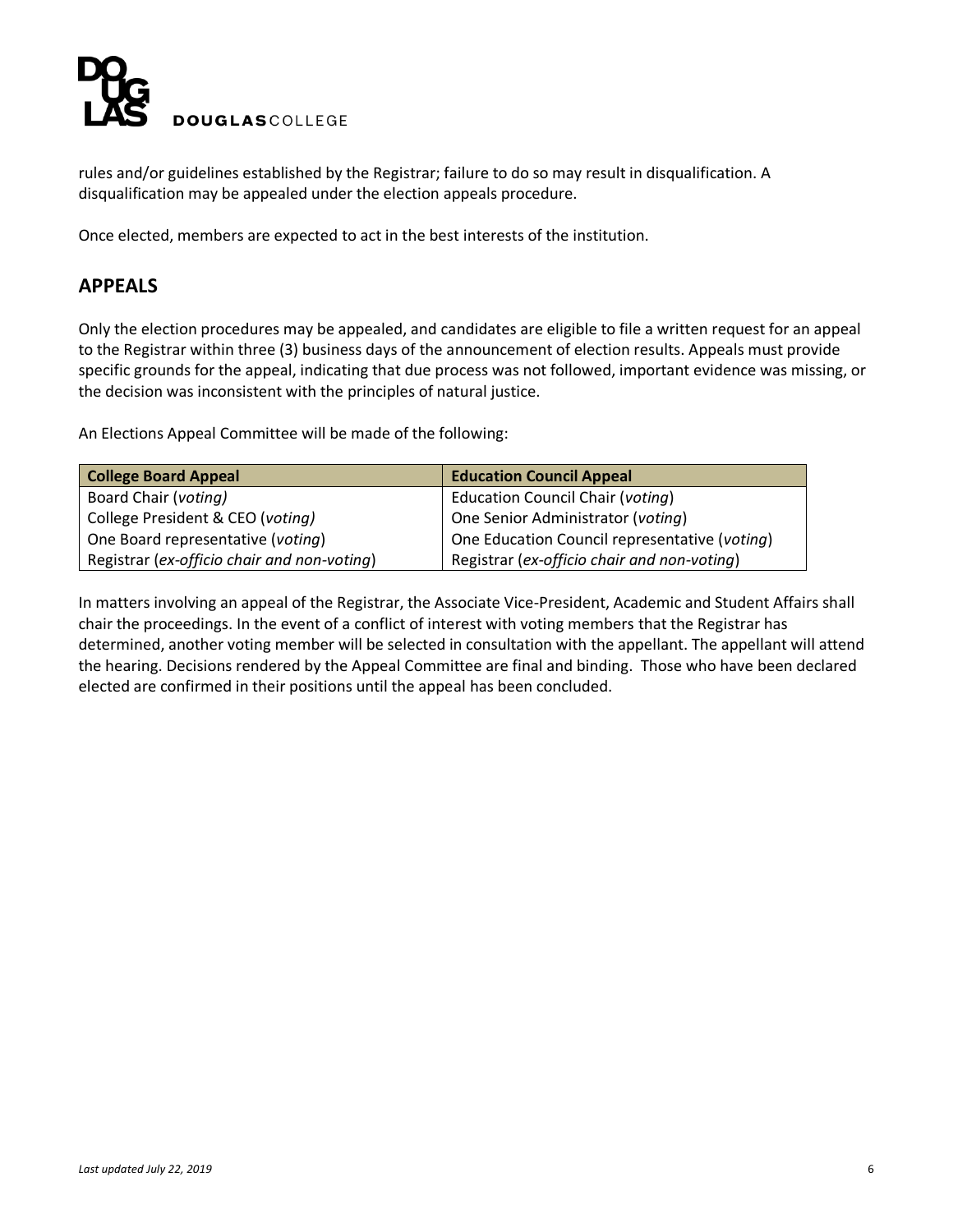rules and/or guidelines established by the Registrar; failure to do so may result in disqualification. A disqualification may be appealed under the election appeals procedure.

Once elected, members are expected to act in the best interests of the institution.

## APPEALS

Only the election procedures may be appealed, and candidates are eligible to file a written request for an appeal to the Registrar within three (3) business days of the announcement of election results. Appeals must provide specific grounds for the appeal, indicating that due process was not followed, important evidence was missing, or the decision was inconsistent with the principles of natural justice.

An Elections Appeal Committee will be made of the following:

| College Board Appeal | Education Council Appeal |
| --- | --- |
| Board Chair (*voting)* | Education Council Chair (*voting*) |
| College President & CEO (*voting)* | One Senior Administrator (*voting*) |
| One Board representative (*voting*) | One Education Council representative (*voting*) |
| Registrar (*ex-officio chair and non-voting*) | Registrar (*ex-officio chair and non-voting*) |

In matters involving an appeal of the Registrar, the Associate Vice-President, Academic and Student Affairs shall chair the proceedings. In the event of a conflict of interest with voting members that the Registrar has determined, another voting member will be selected in consultation with the appellant. The appellant will attend the hearing. Decisions rendered by the Appeal Committee are final and binding. Those who have been declared elected are confirmed in their positions until the appeal has been concluded.